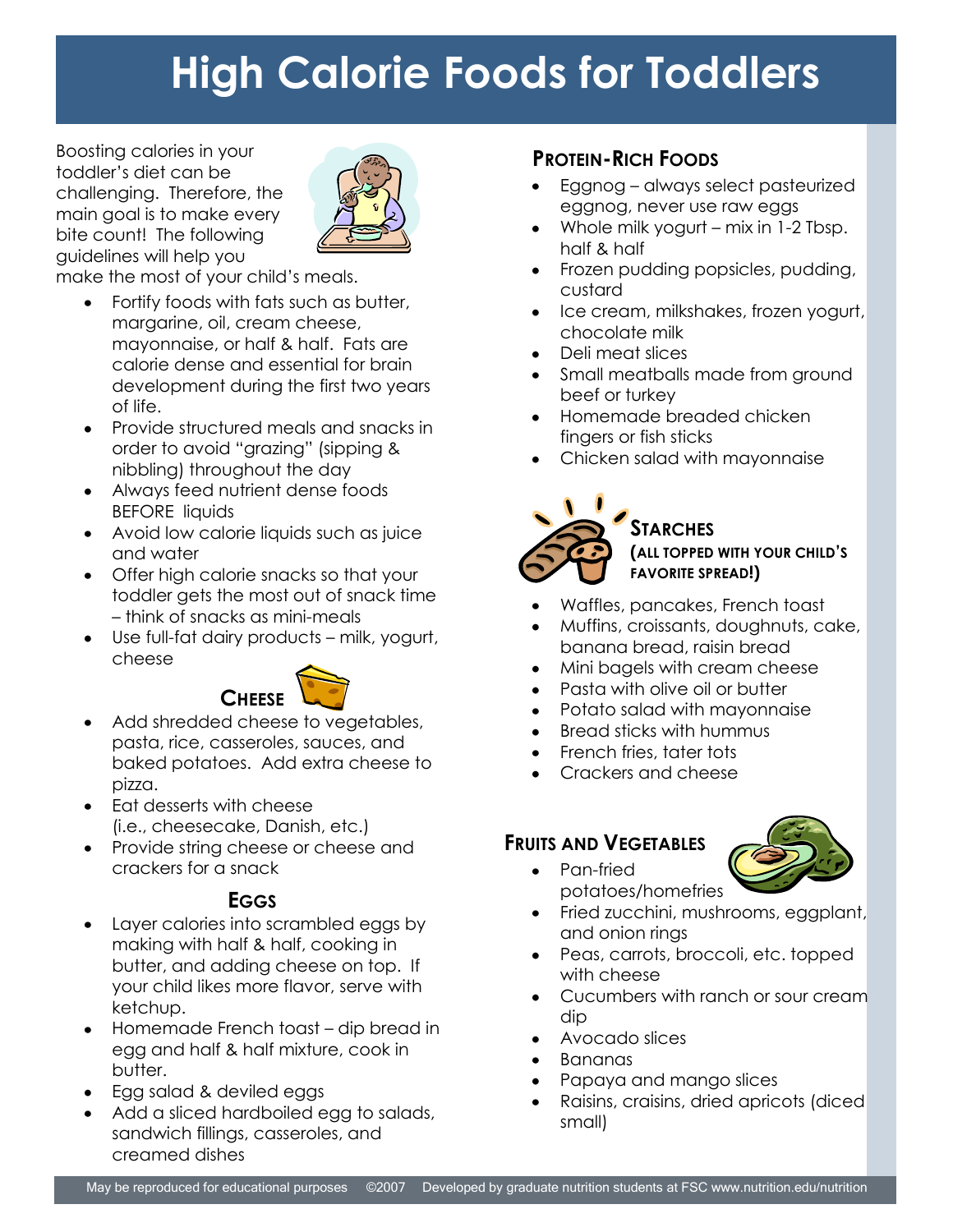# High Calorie Foods for Toddlers

Boosting calories in your toddler's diet can be challenging. Therefore, the main goal is to make every bite count! The following guidelines will help you make the most of your child's meals.

- Fortify foods with fats such as butter, margarine, oil, cream cheese, mayonnaise, or half & half. Fats are calorie dense and essential for brain development during the first two years of life.
- Provide structured meals and snacks in order to avoid "grazing" (sipping & nibbling) throughout the day
- Always feed nutrient dense foods BEFORE liquids
- Avoid low calorie liquids such as juice and water
- Offer high calorie snacks so that your toddler gets the most out of snack time – think of snacks as mini-meals
- Use full-fat dairy products – milk, yogurt, cheese

## Cheese

- Add shredded cheese to vegetables, pasta, rice, casseroles, sauces, and baked potatoes. Add extra cheese to pizza.
- Eat desserts with cheese (i.e., cheesecake, Danish, etc.)
- Provide string cheese or cheese and crackers for a snack

## Eggs

- Layer calories into scrambled eggs by making with half & half, cooking in butter, and adding cheese on top. If your child likes more flavor, serve with ketchup.
- Homemade French toast – dip bread in egg and half & half mixture, cook in butter.
- Egg salad & deviled eggs
- Add a sliced hardboiled egg to salads, sandwich fillings, casseroles, and creamed dishes

## Protein-Rich Foods

- Eggnog – always select pasteurized eggnog, never use raw eggs
- Whole milk yogurt – mix in 1-2 Tbsp. half & half
- Frozen pudding popsicles, pudding, custard
- Ice cream, milkshakes, frozen yogurt, chocolate milk
- Deli meat slices
- Small meatballs made from ground beef or turkey
- Homemade breaded chicken fingers or fish sticks
- Chicken salad with mayonnaise

## Starches (All topped with your child's favorite spread!)

- Waffles, pancakes, French toast
- Muffins, croissants, doughnuts, cake, banana bread, raisin bread
- Mini bagels with cream cheese
- Pasta with olive oil or butter
- Potato salad with mayonnaise
- Bread sticks with hummus
- French fries, tater tots
- Crackers and cheese

## Fruits and Vegetables

- Pan-fried potatoes/homefries
- Fried zucchini, mushrooms, eggplant, and onion rings
- Peas, carrots, broccoli, etc. topped with cheese
- Cucumbers with ranch or sour cream dip
- Avocado slices
- Bananas
- Papaya and mango slices
- Raisins, craisins, dried apricots (diced small)

May be reproduced for educational purposes ©2007 Developed by graduate nutrition students at FSC www.nutrition.edu/nutrition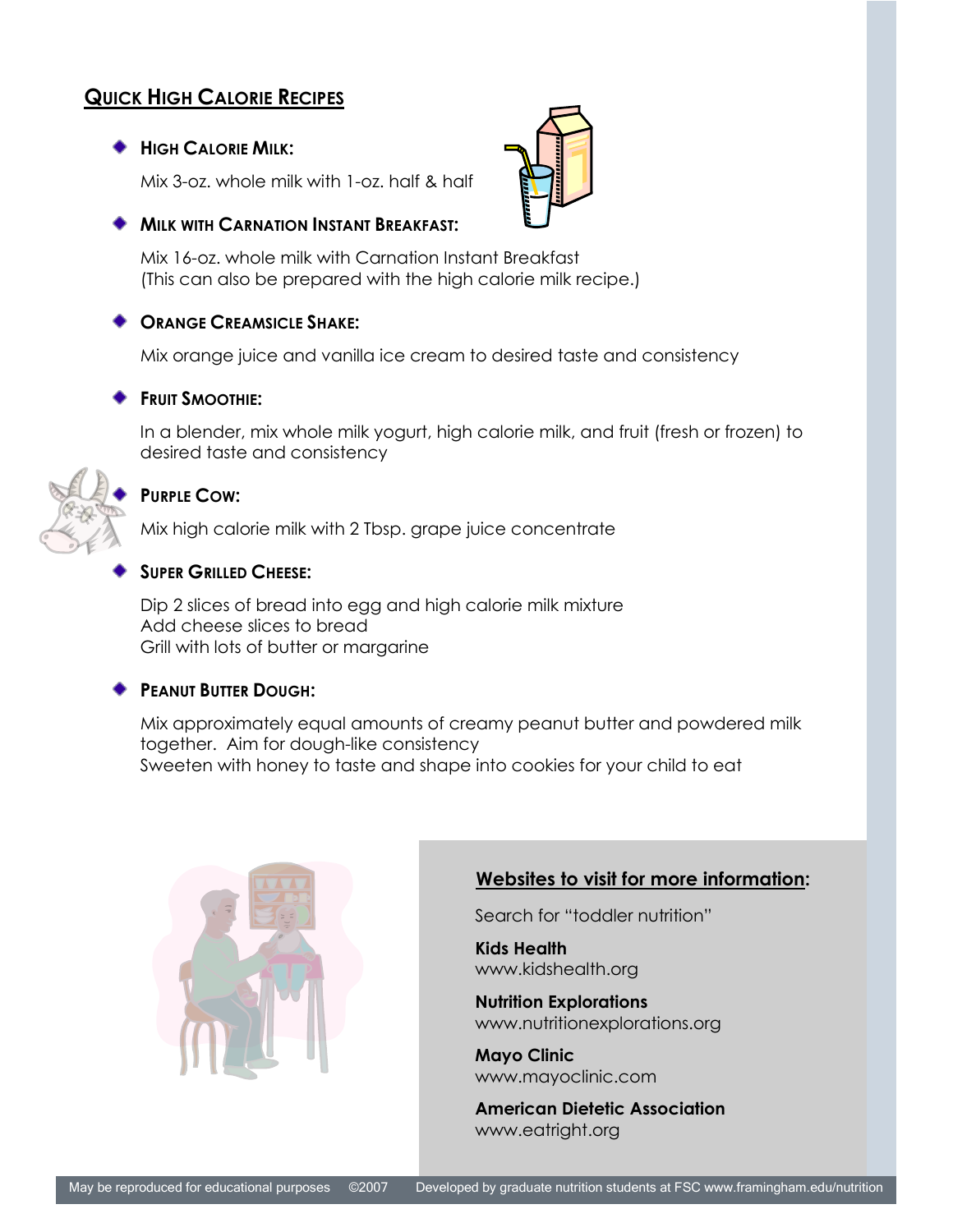## Quick High Calorie Recipes

- **High Calorie Milk:**

  Mix 3-oz. whole milk with 1-oz. half & half

- **Milk with Carnation Instant Breakfast:**

  Mix 16-oz. whole milk with Carnation Instant Breakfast
  (This can also be prepared with the high calorie milk recipe.)

- **Orange Creamsicle Shake:**

  Mix orange juice and vanilla ice cream to desired taste and consistency

- **Fruit Smoothie:**

  In a blender, mix whole milk yogurt, high calorie milk, and fruit (fresh or frozen) to desired taste and consistency

- **Purple Cow:**

  Mix high calorie milk with 2 Tbsp. grape juice concentrate

- **Super Grilled Cheese:**

  Dip 2 slices of bread into egg and high calorie milk mixture
  Add cheese slices to bread
  Grill with lots of butter or margarine

- **Peanut Butter Dough:**

  Mix approximately equal amounts of creamy peanut butter and powdered milk together. Aim for dough-like consistency
  Sweeten with honey to taste and shape into cookies for your child to eat

### Websites to visit for more information:

Search for "toddler nutrition"

**Kids Health**
www.kidshealth.org

**Nutrition Explorations**
www.nutritionexplorations.org

**Mayo Clinic**
www.mayoclinic.com

**American Dietetic Association**
www.eatright.org

May be reproduced for educational purposes ©2007 Developed by graduate nutrition students at FSC www.framingham.edu/nutrition